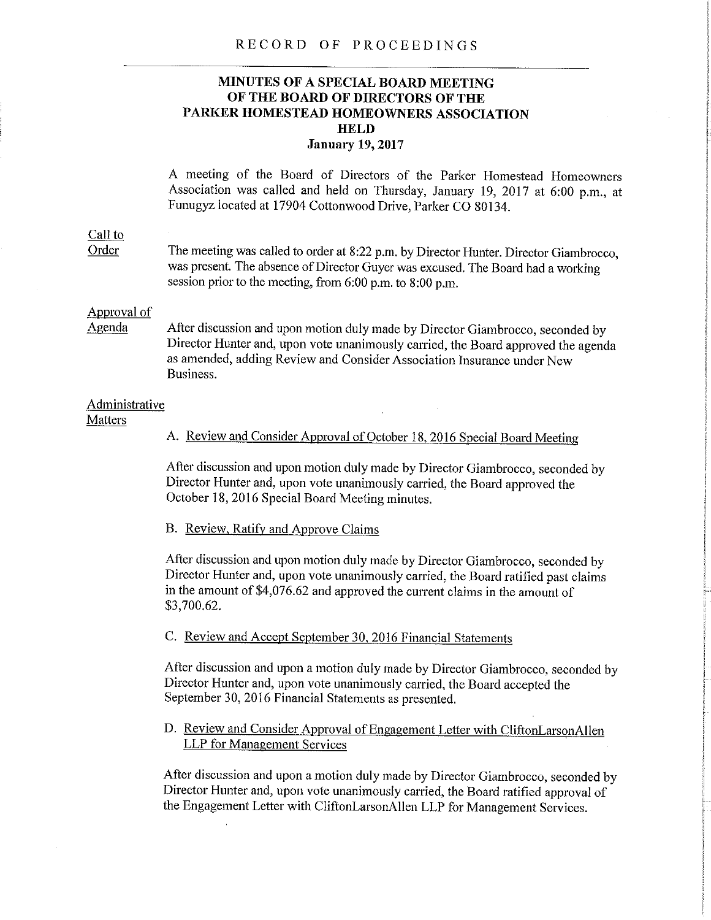RECORD OF PROCEEDINGS

# MINUTES OF A SPECIAL BOARD MEETING OF THE BOARD OF DIRECTORS OF THE PARKER HOMESTEAD HOMEOWNERS ASSOCIATION HELD

**January 19, 2017**

A meeting of the Board of Directors of the Parker Homestead Homeowners Association was called and held on Thursday, January 19, 2017 at 6:00 p.m., at Funugyz located at 17904 Cottonwood Drive, Parker CO 80134.

__Call to Order__

The meeting was called to order at 8:22 p.m. by Director Hunter. Director Giambrocco, was present. The absence of Director Guyer was excused. The Board had a working session prior to the meeting, from 6:00 p.m. to 8:00 p.m.

__Approval of Agenda__

After discussion and upon motion duly made by Director Giambrocco, seconded by Director Hunter and, upon vote unanimously carried, the Board approved the agenda as amended, adding Review and Consider Association Insurance under New Business.

__Administrative Matters__

A. __Review and Consider Approval of October 18, 2016 Special Board Meeting__

After discussion and upon motion duly made by Director Giambrocco, seconded by Director Hunter and, upon vote unanimously carried, the Board approved the October 18, 2016 Special Board Meeting minutes.

B. __Review, Ratify and Approve Claims__

After discussion and upon motion duly made by Director Giambrocco, seconded by Director Hunter and, upon vote unanimously carried, the Board ratified past claims in the amount of $4,076.62 and approved the current claims in the amount of $3,700.62.

C. __Review and Accept September 30, 2016 Financial Statements__

After discussion and upon a motion duly made by Director Giambrocco, seconded by Director Hunter and, upon vote unanimously carried, the Board accepted the September 30, 2016 Financial Statements as presented.

D. __Review and Consider Approval of Engagement Letter with CliftonLarsonAllen LLP for Management Services__

After discussion and upon a motion duly made by Director Giambrocco, seconded by Director Hunter and, upon vote unanimously carried, the Board ratified approval of the Engagement Letter with CliftonLarsonAllen LLP for Management Services.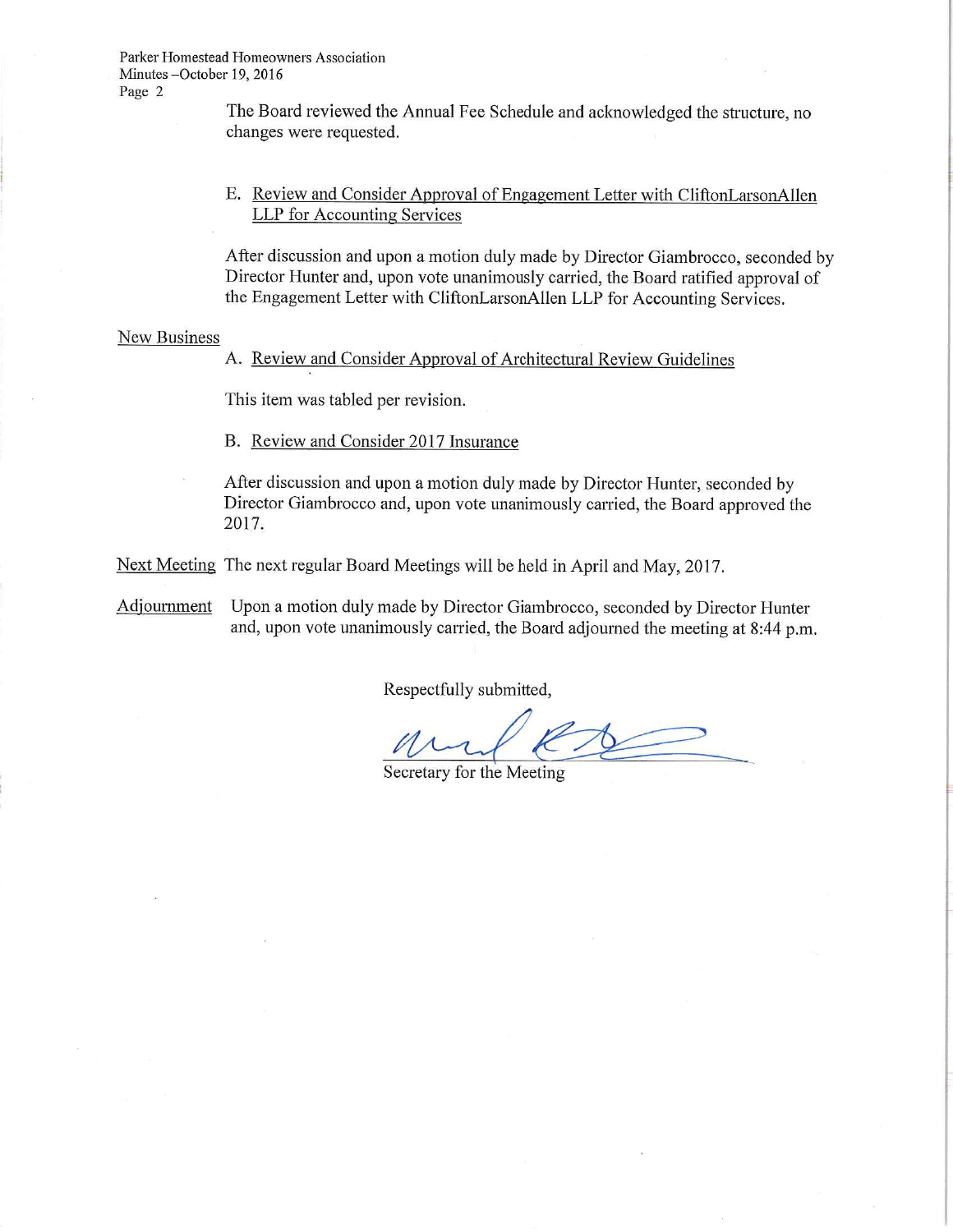The Board reviewed the Annual Fee Schedule and acknowledged the structure, no changes were requested.

E. Review and Consider Approval of Engagement Letter with CliftonLarsonAllen LLP for Accounting Services

After discussion and upon a motion duly made by Director Giambrocco, seconded by Director Hunter and, upon vote unanimously carried, the Board ratified approval of the Engagement Letter with CliftonLarsonAllen LLP for Accounting Services.

New Business

A. Review and Consider Approval of Architectural Review Guidelines

This item was tabled per revision.

B. Review and Consider 2017 Insurance

After discussion and upon a motion duly made by Director Hunter, seconded by Director Giambrocco and, upon vote unanimously carried, the Board approved the 2017.

Next Meeting The next regular Board Meetings will be held in April and May, 2017.

Adjournment Upon a motion duly made by Director Giambrocco, seconded by Director Hunter and, upon vote unanimously carried, the Board adjourned the meeting at 8:44 p.m.

Respectfully submitted,

Secretary for the Meeting